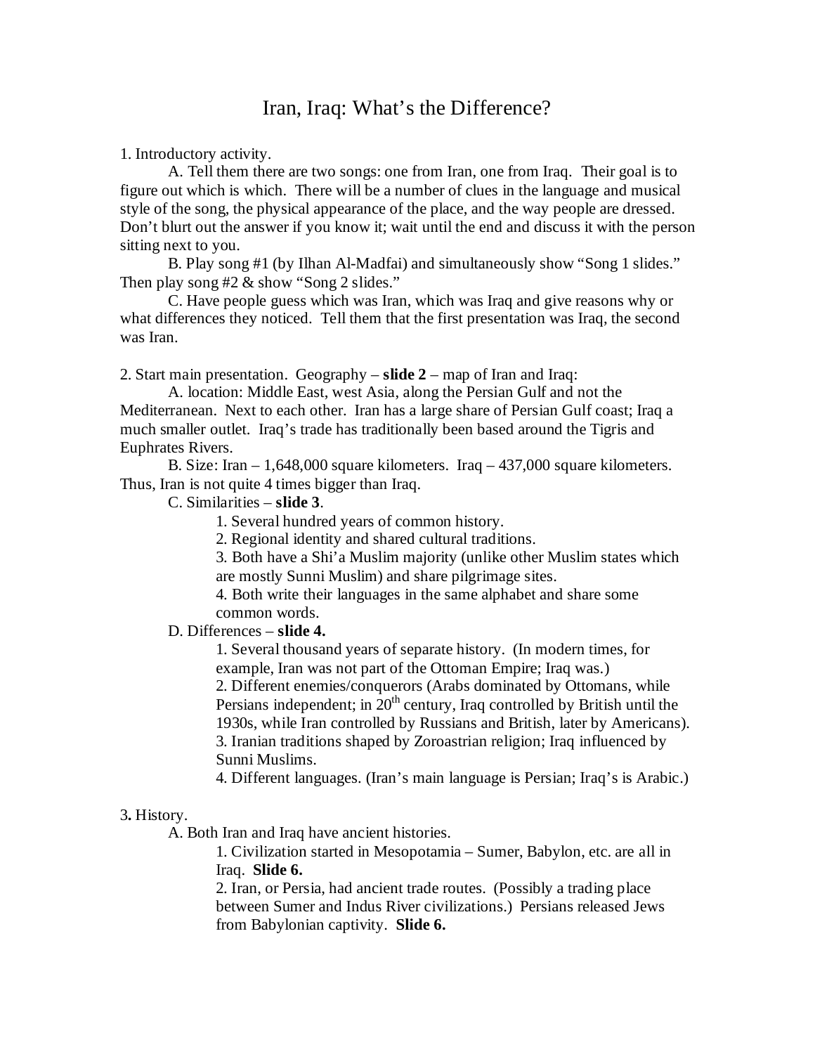# Iran, Iraq: What's the Difference?

1. Introductory activity.

    A. Tell them there are two songs: one from Iran, one from Iraq. Their goal is to figure out which is which. There will be a number of clues in the language and musical style of the song, the physical appearance of the place, and the way people are dressed. Don't blurt out the answer if you know it; wait until the end and discuss it with the person sitting next to you.

    B. Play song #1 (by Ilhan Al-Madfai) and simultaneously show "Song 1 slides." Then play song #2 & show "Song 2 slides."

    C. Have people guess which was Iran, which was Iraq and give reasons why or what differences they noticed. Tell them that the first presentation was Iraq, the second was Iran.

2. Start main presentation. Geography – **slide 2** – map of Iran and Iraq:

    A. location: Middle East, west Asia, along the Persian Gulf and not the Mediterranean. Next to each other. Iran has a large share of Persian Gulf coast; Iraq a much smaller outlet. Iraq's trade has traditionally been based around the Tigris and Euphrates Rivers.

    B. Size: Iran – 1,648,000 square kilometers. Iraq – 437,000 square kilometers. Thus, Iran is not quite 4 times bigger than Iraq.

    C. Similarities – **slide 3**.

        1. Several hundred years of common history.
        2. Regional identity and shared cultural traditions.
        3. Both have a Shi'a Muslim majority (unlike other Muslim states which are mostly Sunni Muslim) and share pilgrimage sites.
        4. Both write their languages in the same alphabet and share some common words.

    D. Differences – **slide 4.**

        1. Several thousand years of separate history. (In modern times, for example, Iran was not part of the Ottoman Empire; Iraq was.)
        2. Different enemies/conquerors (Arabs dominated by Ottomans, while Persians independent; in 20th century, Iraq controlled by British until the 1930s, while Iran controlled by Russians and British, later by Americans).
        3. Iranian traditions shaped by Zoroastrian religion; Iraq influenced by Sunni Muslims.
        4. Different languages. (Iran's main language is Persian; Iraq's is Arabic.)

3**.** History.

    A. Both Iran and Iraq have ancient histories.

        1. Civilization started in Mesopotamia – Sumer, Babylon, etc. are all in Iraq. **Slide 6.**
        2. Iran, or Persia, had ancient trade routes. (Possibly a trading place between Sumer and Indus River civilizations.) Persians released Jews from Babylonian captivity. **Slide 6.**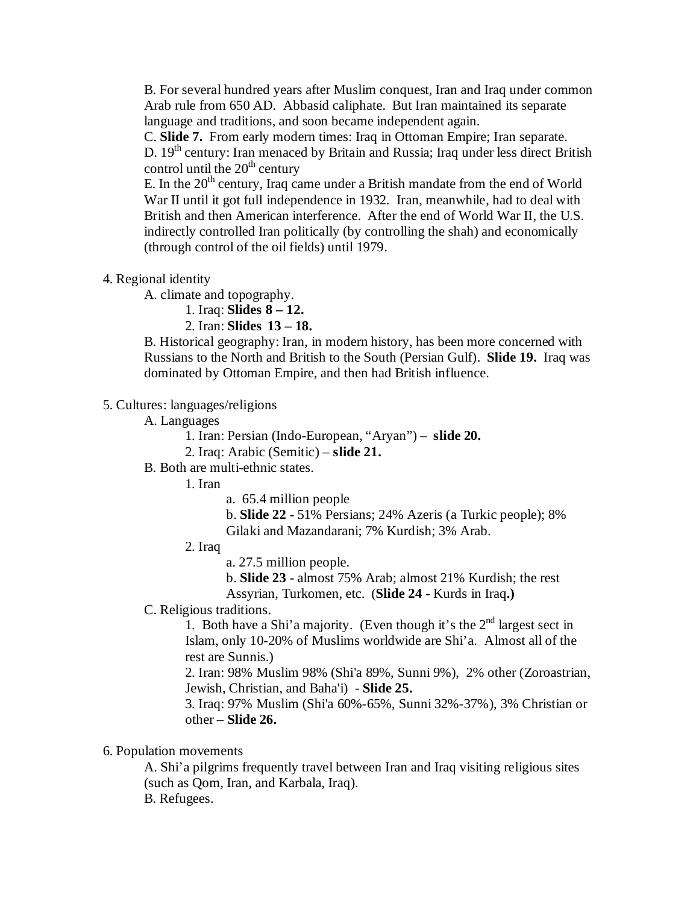B. For several hundred years after Muslim conquest, Iran and Iraq under common Arab rule from 650 AD. Abbasid caliphate. But Iran maintained its separate language and traditions, and soon became independent again.

C. **Slide 7.** From early modern times: Iraq in Ottoman Empire; Iran separate.

D. 19th century: Iran menaced by Britain and Russia; Iraq under less direct British control until the 20th century

E. In the 20th century, Iraq came under a British mandate from the end of World War II until it got full independence in 1932. Iran, meanwhile, had to deal with British and then American interference. After the end of World War II, the U.S. indirectly controlled Iran politically (by controlling the shah) and economically (through control of the oil fields) until 1979.

4. Regional identity

A. climate and topography.

1. Iraq: **Slides 8 – 12.**
2. Iran: **Slides 13 – 18.**

B. Historical geography: Iran, in modern history, has been more concerned with Russians to the North and British to the South (Persian Gulf). **Slide 19.** Iraq was dominated by Ottoman Empire, and then had British influence.

5. Cultures: languages/religions

A. Languages

1. Iran: Persian (Indo-European, "Aryan") – **slide 20.**
2. Iraq: Arabic (Semitic) – **slide 21.**

B. Both are multi-ethnic states.

1. Iran

a. 65.4 million people

b. **Slide 22 -** 51% Persians; 24% Azeris (a Turkic people); 8% Gilaki and Mazandarani; 7% Kurdish; 3% Arab.

2. Iraq

a. 27.5 million people.

b. **Slide 23 -** almost 75% Arab; almost 21% Kurdish; the rest Assyrian, Turkomen, etc. (**Slide 24** - Kurds in Iraq**.)**

C. Religious traditions.

1. Both have a Shi'a majority. (Even though it's the 2nd largest sect in Islam, only 10-20% of Muslims worldwide are Shi'a. Almost all of the rest are Sunnis.)
2. Iran: 98% Muslim 98% (Shi'a 89%, Sunni 9%), 2% other (Zoroastrian, Jewish, Christian, and Baha'i) - **Slide 25.**
3. Iraq: 97% Muslim (Shi'a 60%-65%, Sunni 32%-37%), 3% Christian or other – **Slide 26.**

6. Population movements

A. Shi'a pilgrims frequently travel between Iran and Iraq visiting religious sites (such as Qom, Iran, and Karbala, Iraq).

B. Refugees.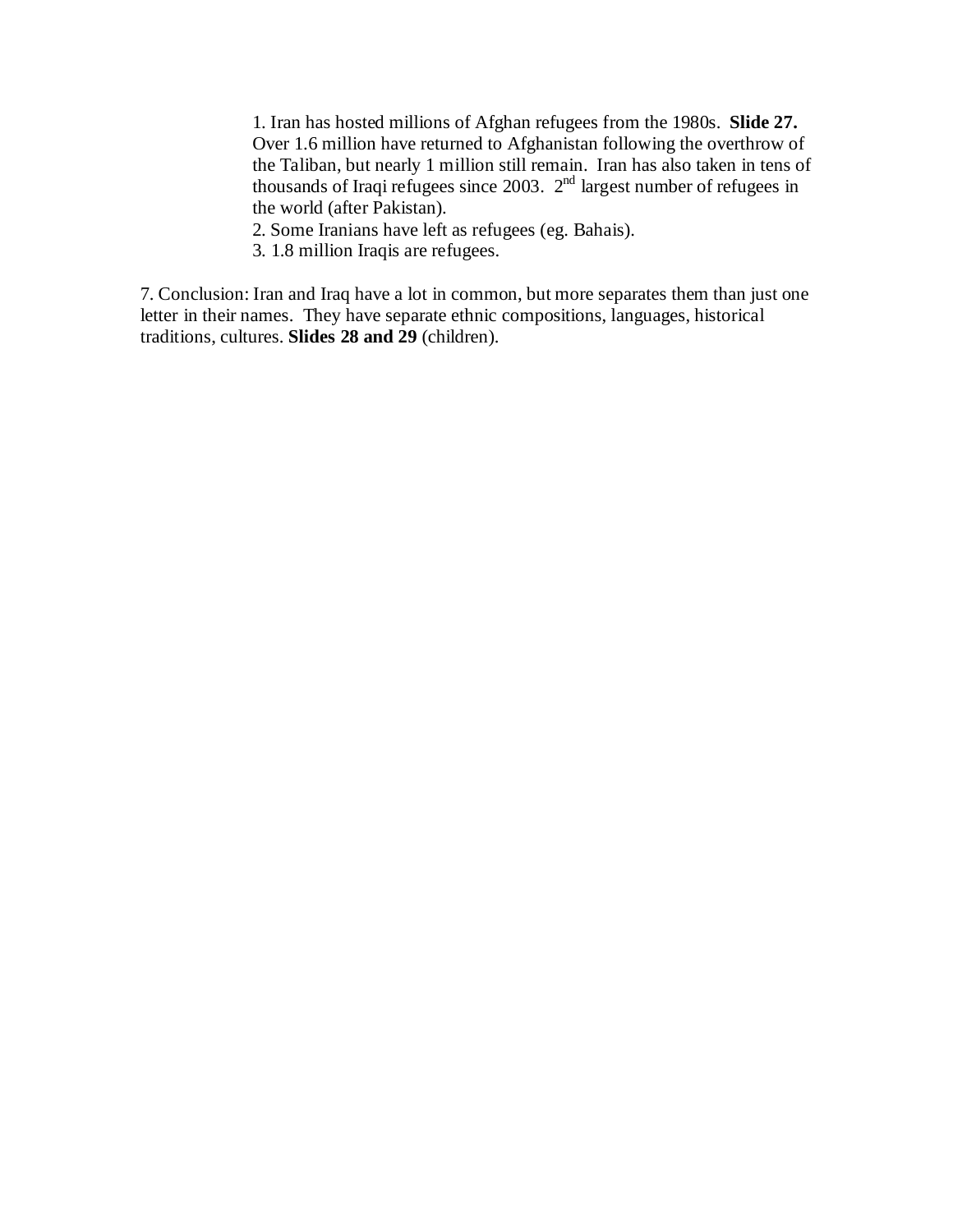1. Iran has hosted millions of Afghan refugees from the 1980s. **Slide 27.** Over 1.6 million have returned to Afghanistan following the overthrow of the Taliban, but nearly 1 million still remain. Iran has also taken in tens of thousands of Iraqi refugees since 2003. 2nd largest number of refugees in the world (after Pakistan).
2. Some Iranians have left as refugees (eg. Bahais).
3. 1.8 million Iraqis are refugees.

7. Conclusion: Iran and Iraq have a lot in common, but more separates them than just one letter in their names. They have separate ethnic compositions, languages, historical traditions, cultures. **Slides 28 and 29** (children).